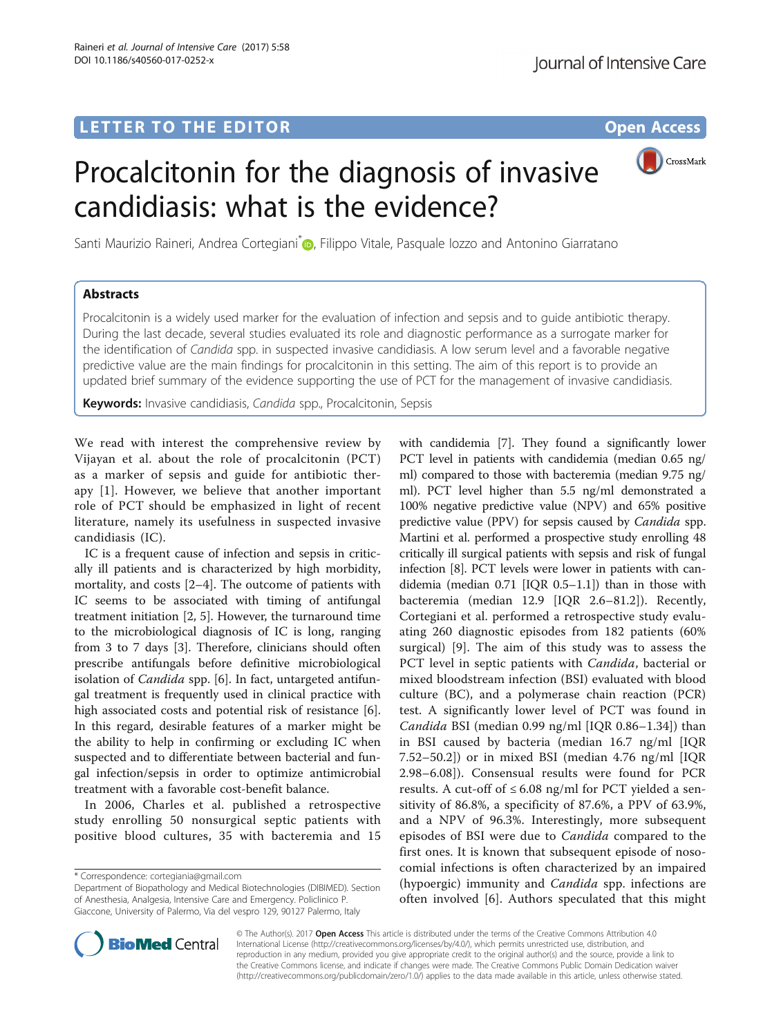LETTER TO THE EDITOR

Open Access

# Procalcitonin for the diagnosis of invasive candidiasis: what is the evidence?

Santi Maurizio Raineri, Andrea Cortegiani*, Filippo Vitale, Pasquale Iozzo and Antonino Giarratano

## Abstracts

Procalcitonin is a widely used marker for the evaluation of infection and sepsis and to guide antibiotic therapy. During the last decade, several studies evaluated its role and diagnostic performance as a surrogate marker for the identification of *Candida* spp. in suspected invasive candidiasis. A low serum level and a favorable negative predictive value are the main findings for procalcitonin in this setting. The aim of this report is to provide an updated brief summary of the evidence supporting the use of PCT for the management of invasive candidiasis.

**Keywords:** Invasive candidiasis, *Candida* spp., Procalcitonin, Sepsis

We read with interest the comprehensive review by Vijayan et al. about the role of procalcitonin (PCT) as a marker of sepsis and guide for antibiotic therapy [1]. However, we believe that another important role of PCT should be emphasized in light of recent literature, namely its usefulness in suspected invasive candidiasis (IC).

IC is a frequent cause of infection and sepsis in critically ill patients and is characterized by high morbidity, mortality, and costs [2–4]. The outcome of patients with IC seems to be associated with timing of antifungal treatment initiation [2, 5]. However, the turnaround time to the microbiological diagnosis of IC is long, ranging from 3 to 7 days [3]. Therefore, clinicians should often prescribe antifungals before definitive microbiological isolation of *Candida* spp. [6]. In fact, untargeted antifungal treatment is frequently used in clinical practice with high associated costs and potential risk of resistance [6]. In this regard, desirable features of a marker might be the ability to help in confirming or excluding IC when suspected and to differentiate between bacterial and fungal infection/sepsis in order to optimize antimicrobial treatment with a favorable cost-benefit balance.

In 2006, Charles et al. published a retrospective study enrolling 50 nonsurgical septic patients with positive blood cultures, 35 with bacteremia and 15 with candidemia [7]. They found a significantly lower PCT level in patients with candidemia (median 0.65 ng/ml) compared to those with bacteremia (median 9.75 ng/ml). PCT level higher than 5.5 ng/ml demonstrated a 100% negative predictive value (NPV) and 65% positive predictive value (PPV) for sepsis caused by *Candida* spp. Martini et al. performed a prospective study enrolling 48 critically ill surgical patients with sepsis and risk of fungal infection [8]. PCT levels were lower in patients with candidemia (median 0.71 [IQR 0.5–1.1]) than in those with bacteremia (median 12.9 [IQR 2.6–81.2]). Recently, Cortegiani et al. performed a retrospective study evaluating 260 diagnostic episodes from 182 patients (60% surgical) [9]. The aim of this study was to assess the PCT level in septic patients with *Candida*, bacterial or mixed bloodstream infection (BSI) evaluated with blood culture (BC), and a polymerase chain reaction (PCR) test. A significantly lower level of PCT was found in *Candida* BSI (median 0.99 ng/ml [IQR 0.86–1.34]) than in BSI caused by bacteria (median 16.7 ng/ml [IQR 7.52–50.2]) or in mixed BSI (median 4.76 ng/ml [IQR 2.98–6.08]). Consensual results were found for PCR results. A cut-off of ≤ 6.08 ng/ml for PCT yielded a sensitivity of 86.8%, a specificity of 87.6%, a PPV of 63.9%, and a NPV of 96.3%. Interestingly, more subsequent episodes of BSI were due to *Candida* compared to the first ones. It is known that subsequent episode of nosocomial infections is often characterized by an impaired (hypoergic) immunity and *Candida* spp. infections are often involved [6]. Authors speculated that this might

\* Correspondence: cortegiania@gmail.com
Department of Biopathology and Medical Biotechnologies (DIBIMED). Section of Anesthesia, Analgesia, Intensive Care and Emergency. Policlinico P. Giaccone, University of Palermo, Via del vespro 129, 90127 Palermo, Italy

© The Author(s). 2017 **Open Access** This article is distributed under the terms of the Creative Commons Attribution 4.0 International License (http://creativecommons.org/licenses/by/4.0/), which permits unrestricted use, distribution, and reproduction in any medium, provided you give appropriate credit to the original author(s) and the source, provide a link to the Creative Commons license, and indicate if changes were made. The Creative Commons Public Domain Dedication waiver (http://creativecommons.org/publicdomain/zero/1.0/) applies to the data made available in this article, unless otherwise stated.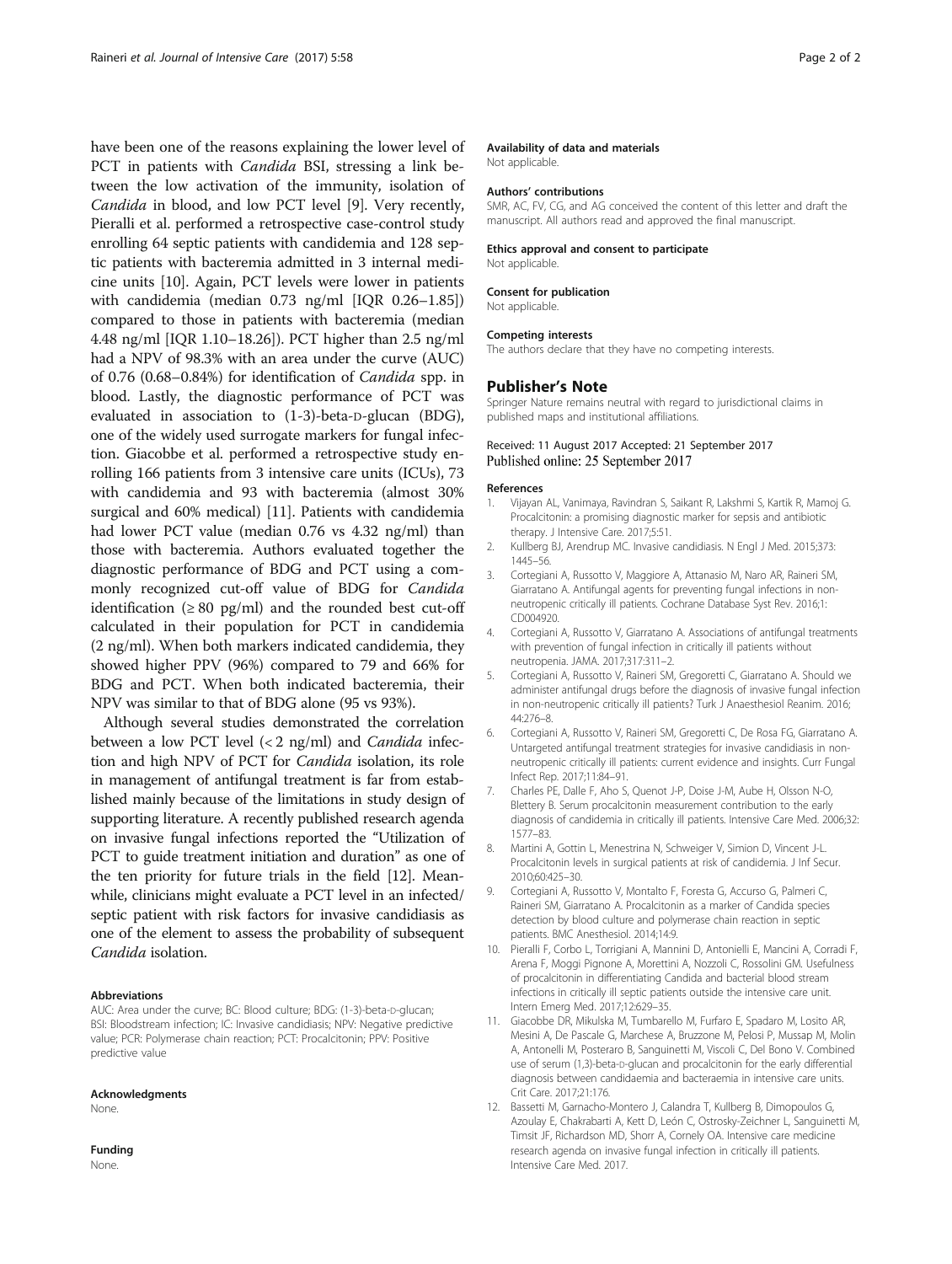have been one of the reasons explaining the lower level of PCT in patients with *Candida* BSI, stressing a link between the low activation of the immunity, isolation of *Candida* in blood, and low PCT level [9]. Very recently, Pieralli et al. performed a retrospective case-control study enrolling 64 septic patients with candidemia and 128 septic patients with bacteremia admitted in 3 internal medicine units [10]. Again, PCT levels were lower in patients with candidemia (median 0.73 ng/ml [IQR 0.26–1.85]) compared to those in patients with bacteremia (median 4.48 ng/ml [IQR 1.10–18.26]). PCT higher than 2.5 ng/ml had a NPV of 98.3% with an area under the curve (AUC) of 0.76 (0.68–0.84%) for identification of *Candida* spp. in blood. Lastly, the diagnostic performance of PCT was evaluated in association to (1-3)-beta-D-glucan (BDG), one of the widely used surrogate markers for fungal infection. Giacobbe et al. performed a retrospective study enrolling 166 patients from 3 intensive care units (ICUs), 73 with candidemia and 93 with bacteremia (almost 30% surgical and 60% medical) [11]. Patients with candidemia had lower PCT value (median 0.76 vs 4.32 ng/ml) than those with bacteremia. Authors evaluated together the diagnostic performance of BDG and PCT using a commonly recognized cut-off value of BDG for *Candida* identification (≥ 80 pg/ml) and the rounded best cut-off calculated in their population for PCT in candidemia (2 ng/ml). When both markers indicated candidemia, they showed higher PPV (96%) compared to 79 and 66% for BDG and PCT. When both indicated bacteremia, their NPV was similar to that of BDG alone (95 vs 93%).

Although several studies demonstrated the correlation between a low PCT level (< 2 ng/ml) and *Candida* infection and high NPV of PCT for *Candida* isolation, its role in management of antifungal treatment is far from established mainly because of the limitations in study design of supporting literature. A recently published research agenda on invasive fungal infections reported the "Utilization of PCT to guide treatment initiation and duration" as one of the ten priority for future trials in the field [12]. Meanwhile, clinicians might evaluate a PCT level in an infected/septic patient with risk factors for invasive candidiasis as one of the element to assess the probability of subsequent *Candida* isolation.

#### Abbreviations
AUC: Area under the curve; BC: Blood culture; BDG: (1-3)-beta-D-glucan; BSI: Bloodstream infection; IC: Invasive candidiasis; NPV: Negative predictive value; PCR: Polymerase chain reaction; PCT: Procalcitonin; PPV: Positive predictive value

#### Acknowledgments
None.

#### Funding
None.

#### Availability of data and materials
Not applicable.

#### Authors' contributions
SMR, AC, FV, CG, and AG conceived the content of this letter and draft the manuscript. All authors read and approved the final manuscript.

#### Ethics approval and consent to participate
Not applicable.

#### Consent for publication
Not applicable.

#### Competing interests
The authors declare that they have no competing interests.

### Publisher's Note
Springer Nature remains neutral with regard to jurisdictional claims in published maps and institutional affiliations.

Received: 11 August 2017 Accepted: 21 September 2017
Published online: 25 September 2017

#### References
1. Vijayan AL, Vanimaya, Ravindran S, Saikant R, Lakshmi S, Kartik R, Mamoj G. Procalcitonin: a promising diagnostic marker for sepsis and antibiotic therapy. J Intensive Care. 2017;5:51.
2. Kullberg BJ, Arendrup MC. Invasive candidiasis. N Engl J Med. 2015;373:1445–56.
3. Cortegiani A, Russotto V, Maggiore A, Attanasio M, Naro AR, Raineri SM, Giarratano A. Antifungal agents for preventing fungal infections in non-neutropenic critically ill patients. Cochrane Database Syst Rev. 2016;1:CD004920.
4. Cortegiani A, Russotto V, Giarratano A. Associations of antifungal treatments with prevention of fungal infection in critically ill patients without neutropenia. JAMA. 2017;317:311–2.
5. Cortegiani A, Russotto V, Raineri SM, Gregoretti C, Giarratano A. Should we administer antifungal drugs before the diagnosis of invasive fungal infection in non-neutropenic critically ill patients? Turk J Anaesthesiol Reanim. 2016;44:276–8.
6. Cortegiani A, Russotto V, Raineri SM, Gregoretti C, De Rosa FG, Giarratano A. Untargeted antifungal treatment strategies for invasive candidiasis in non-neutropenic critically ill patients: current evidence and insights. Curr Fungal Infect Rep. 2017;11:84–91.
7. Charles PE, Dalle F, Aho S, Quenot J-P, Doise J-M, Aube H, Olsson N-O, Blettery B. Serum procalcitonin measurement contribution to the early diagnosis of candidemia in critically ill patients. Intensive Care Med. 2006;32:1577–83.
8. Martini A, Gottin L, Menestrina N, Schweiger V, Simion D, Vincent J-L. Procalcitonin levels in surgical patients at risk of candidemia. J Inf Secur. 2010;60:425–30.
9. Cortegiani A, Russotto V, Montalto F, Foresta G, Accurso G, Palmeri C, Raineri SM, Giarratano A. Procalcitonin as a marker of Candida species detection by blood culture and polymerase chain reaction in septic patients. BMC Anesthesiol. 2014;14:9.
10. Pieralli F, Corbo L, Torrigiani A, Mannini D, Antonielli E, Mancini A, Corradi F, Arena F, Moggi Pignone A, Morettini A, Nozzoli C, Rossolini GM. Usefulness of procalcitonin in differentiating Candida and bacterial blood stream infections in critically ill septic patients outside the intensive care unit. Intern Emerg Med. 2017;12:629–35.
11. Giacobbe DR, Mikulska M, Tumbarello M, Furfaro E, Spadaro M, Losito AR, Mesini A, De Pascale G, Marchese A, Bruzzone M, Pelosi P, Mussap M, Molin A, Antonelli M, Posteraro B, Sanguinetti M, Viscoli C, Del Bono V. Combined use of serum (1,3)-beta-D-glucan and procalcitonin for the early differential diagnosis between candidaemia and bacteraemia in intensive care units. Crit Care. 2017;21:176.
12. Bassetti M, Garnacho-Montero J, Calandra T, Kullberg B, Dimopoulos G, Azoulay E, Chakrabarti A, Kett D, León C, Ostrosky-Zeichner L, Sanguinetti M, Timsit JF, Richardson MD, Shorr A, Cornely OA. Intensive care medicine research agenda on invasive fungal infection in critically ill patients. Intensive Care Med. 2017.